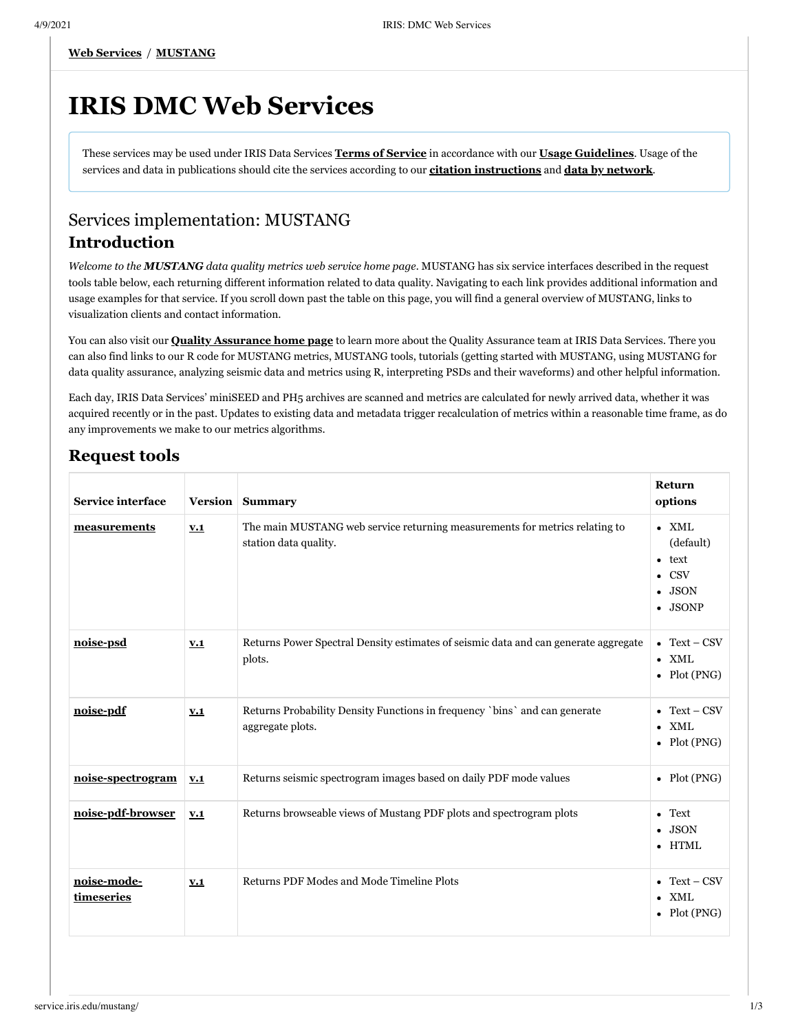**Web Services** / **MUSTANG**

# IRIS DMC Web Services

These services may be used under IRIS Data Services **Terms of Service** in accordance with our **Usage Guidelines**. Usage of the services and data in publications should cite the services according to our **citation instructions** and **data by network**.

## Services implementation: MUSTANG

## Introduction

*Welcome to the* ***MUSTANG*** *data quality metrics web service home page*. MUSTANG has six service interfaces described in the request tools table below, each returning different information related to data quality. Navigating to each link provides additional information and usage examples for that service. If you scroll down past the table on this page, you will find a general overview of MUSTANG, links to visualization clients and contact information.

You can also visit our **Quality Assurance home page** to learn more about the Quality Assurance team at IRIS Data Services. There you can also find links to our R code for MUSTANG metrics, MUSTANG tools, tutorials (getting started with MUSTANG, using MUSTANG for data quality assurance, analyzing seismic data and metrics using R, interpreting PSDs and their waveforms) and other helpful information.

Each day, IRIS Data Services' miniSEED and PH5 archives are scanned and metrics are calculated for newly arrived data, whether it was acquired recently or in the past. Updates to existing data and metadata trigger recalculation of metrics within a reasonable time frame, as do any improvements we make to our metrics algorithms.

## Request tools

| Service interface | Version | Summary | Return options |
|---|---|---|---|
| **measurements** | **v.1** | The main MUSTANG web service returning measurements for metrics relating to station data quality. | • XML (default)<br>• text<br>• CSV<br>• JSON<br>• JSONP |
| **noise-psd** | **v.1** | Returns Power Spectral Density estimates of seismic data and can generate aggregate plots. | • Text – CSV<br>• XML<br>• Plot (PNG) |
| **noise-pdf** | **v.1** | Returns Probability Density Functions in frequency `bins` and can generate aggregate plots. | • Text – CSV<br>• XML<br>• Plot (PNG) |
| **noise-spectrogram** | **v.1** | Returns seismic spectrogram images based on daily PDF mode values | • Plot (PNG) |
| **noise-pdf-browser** | **v.1** | Returns browseable views of Mustang PDF plots and spectrogram plots | • Text<br>• JSON<br>• HTML |
| **noise-mode-timeseries** | **v.1** | Returns PDF Modes and Mode Timeline Plots | • Text – CSV<br>• XML<br>• Plot (PNG) |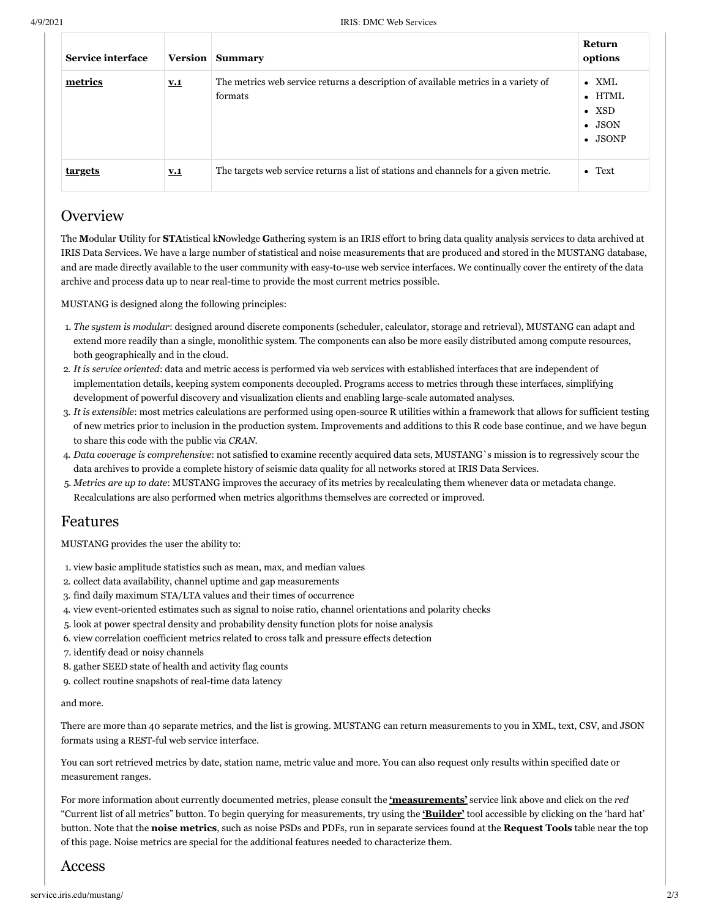| Service interface | Version | Summary | Return options |
| --- | --- | --- | --- |
| **metrics** | **v.1** | The metrics web service returns a description of available metrics in a variety of formats | • XML<br>• HTML<br>• XSD<br>• JSON<br>• JSONP |
| **targets** | **v.1** | The targets web service returns a list of stations and channels for a given metric. | • Text |

## Overview

The **M**odular **U**tility for **STA**tistical k**N**owledge **G**athering system is an IRIS effort to bring data quality analysis services to data archived at IRIS Data Services. We have a large number of statistical and noise measurements that are produced and stored in the MUSTANG database, and are made directly available to the user community with easy-to-use web service interfaces. We continually cover the entirety of the data archive and process data up to near real-time to provide the most current metrics possible.

MUSTANG is designed along the following principles:

1. *The system is modular*: designed around discrete components (scheduler, calculator, storage and retrieval), MUSTANG can adapt and extend more readily than a single, monolithic system. The components can also be more easily distributed among compute resources, both geographically and in the cloud.
2. *It is service oriented*: data and metric access is performed via web services with established interfaces that are independent of implementation details, keeping system components decoupled. Programs access to metrics through these interfaces, simplifying development of powerful discovery and visualization clients and enabling large-scale automated analyses.
3. *It is extensible*: most metrics calculations are performed using open-source R utilities within a framework that allows for sufficient testing of new metrics prior to inclusion in the production system. Improvements and additions to this R code base continue, and we have begun to share this code with the public via *CRAN*.
4. *Data coverage is comprehensive*: not satisfied to examine recently acquired data sets, MUSTANG`s mission is to regressively scour the data archives to provide a complete history of seismic data quality for all networks stored at IRIS Data Services.
5. *Metrics are up to date*: MUSTANG improves the accuracy of its metrics by recalculating them whenever data or metadata change. Recalculations are also performed when metrics algorithms themselves are corrected or improved.

## Features

MUSTANG provides the user the ability to:

1. view basic amplitude statistics such as mean, max, and median values
2. collect data availability, channel uptime and gap measurements
3. find daily maximum STA/LTA values and their times of occurrence
4. view event-oriented estimates such as signal to noise ratio, channel orientations and polarity checks
5. look at power spectral density and probability density function plots for noise analysis
6. view correlation coefficient metrics related to cross talk and pressure effects detection
7. identify dead or noisy channels
8. gather SEED state of health and activity flag counts
9. collect routine snapshots of real-time data latency

and more.

There are more than 40 separate metrics, and the list is growing. MUSTANG can return measurements to you in XML, text, CSV, and JSON formats using a REST-ful web service interface.

You can sort retrieved metrics by date, station name, metric value and more. You can also request only results within specified date or measurement ranges.

For more information about currently documented metrics, please consult the **'measurements'** service link above and click on the *red* "Current list of all metrics" button. To begin querying for measurements, try using the **'Builder'** tool accessible by clicking on the 'hard hat' button. Note that the **noise metrics**, such as noise PSDs and PDFs, run in separate services found at the **Request Tools** table near the top of this page. Noise metrics are special for the additional features needed to characterize them.

## Access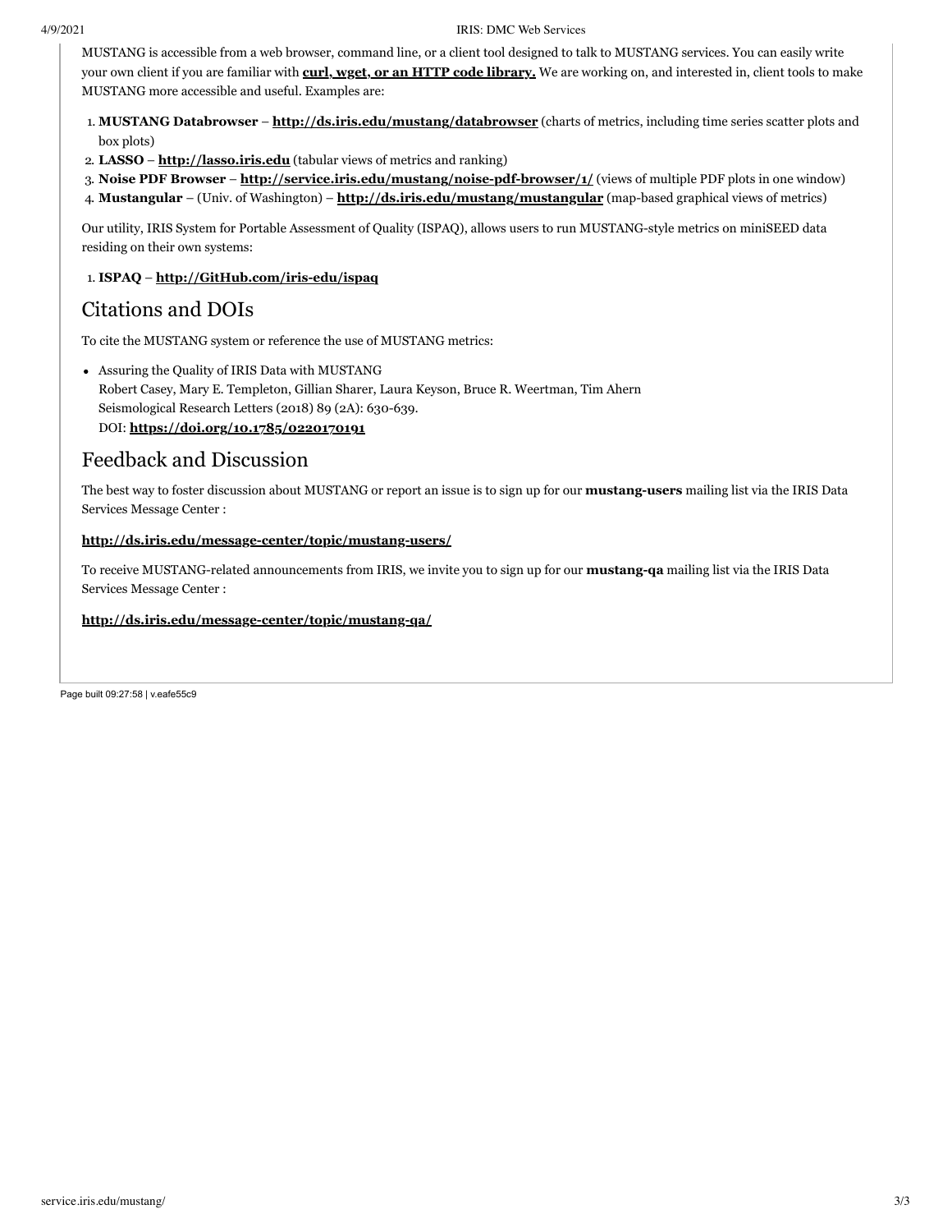MUSTANG is accessible from a web browser, command line, or a client tool designed to talk to MUSTANG services. You can easily write your own client if you are familiar with **curl, wget, or an HTTP code library.** We are working on, and interested in, client tools to make MUSTANG more accessible and useful. Examples are:

1. **MUSTANG Databrowser** – **http://ds.iris.edu/mustang/databrowser** (charts of metrics, including time series scatter plots and box plots)
2. **LASSO** – **http://lasso.iris.edu** (tabular views of metrics and ranking)
3. **Noise PDF Browser** – **http://service.iris.edu/mustang/noise-pdf-browser/1/** (views of multiple PDF plots in one window)
4. **Mustangular** – (Univ. of Washington) – **http://ds.iris.edu/mustang/mustangular** (map-based graphical views of metrics)

Our utility, IRIS System for Portable Assessment of Quality (ISPAQ), allows users to run MUSTANG-style metrics on miniSEED data residing on their own systems:

1. **ISPAQ** – **http://GitHub.com/iris-edu/ispaq**

## Citations and DOIs

To cite the MUSTANG system or reference the use of MUSTANG metrics:

- Assuring the Quality of IRIS Data with MUSTANG
  Robert Casey, Mary E. Templeton, Gillian Sharer, Laura Keyson, Bruce R. Weertman, Tim Ahern
  Seismological Research Letters (2018) 89 (2A): 630-639.
  DOI: **https://doi.org/10.1785/0220170191**

## Feedback and Discussion

The best way to foster discussion about MUSTANG or report an issue is to sign up for our **mustang-users** mailing list via the IRIS Data Services Message Center :

**http://ds.iris.edu/message-center/topic/mustang-users/**

To receive MUSTANG-related announcements from IRIS, we invite you to sign up for our **mustang-qa** mailing list via the IRIS Data Services Message Center :

**http://ds.iris.edu/message-center/topic/mustang-qa/**

Page built 09:27:58 | v.eafe55c9